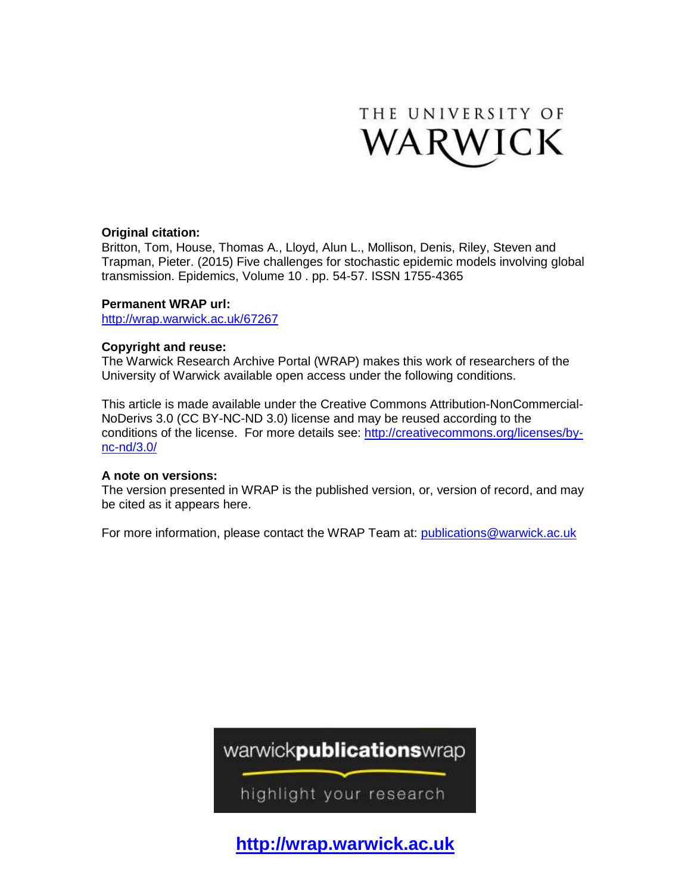THE UNIVERSITY OF WARWICK

**Original citation:**
Britton, Tom, House, Thomas A., Lloyd, Alun L., Mollison, Denis, Riley, Steven and Trapman, Pieter. (2015) Five challenges for stochastic epidemic models involving global transmission. Epidemics, Volume 10 . pp. 54-57. ISSN 1755-4365

**Permanent WRAP url:**
http://wrap.warwick.ac.uk/67267

**Copyright and reuse:**
The Warwick Research Archive Portal (WRAP) makes this work of researchers of the University of Warwick available open access under the following conditions.

This article is made available under the Creative Commons Attribution-NonCommercial-NoDerivs 3.0 (CC BY-NC-ND 3.0) license and may be reused according to the conditions of the license. For more details see: http://creativecommons.org/licenses/by-nc-nd/3.0/

**A note on versions:**
The version presented in WRAP is the published version, or, version of record, and may be cited as it appears here.

For more information, please contact the WRAP Team at: publications@warwick.ac.uk

warwick**publications**wrap

highlight your research

**http://wrap.warwick.ac.uk**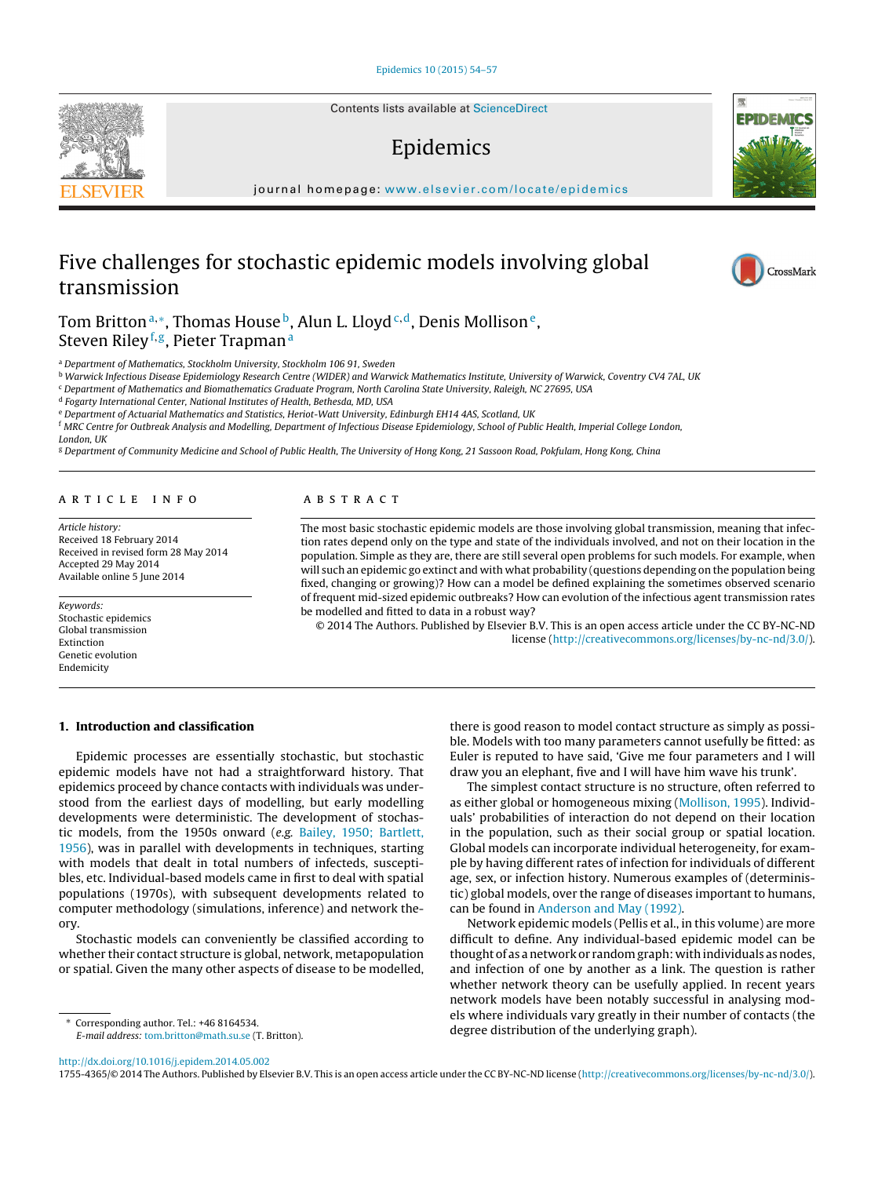# Five challenges for stochastic epidemic models involving global transmission

Tom Britton[a,*], Thomas House[b], Alun L. Lloyd[c,d], Denis Mollison[e], Steven Riley[f,g], Pieter Trapman[a]

[a] Department of Mathematics, Stockholm University, Stockholm 106 91, Sweden
[b] Warwick Infectious Disease Epidemiology Research Centre (WIDER) and Warwick Mathematics Institute, University of Warwick, Coventry CV4 7AL, UK
[c] Department of Mathematics and Biomathematics Graduate Program, North Carolina State University, Raleigh, NC 27695, USA
[d] Fogarty International Center, National Institutes of Health, Bethesda, MD, USA
[e] Department of Actuarial Mathematics and Statistics, Heriot-Watt University, Edinburgh EH14 4AS, Scotland, UK
[f] MRC Centre for Outbreak Analysis and Modelling, Department of Infectious Disease Epidemiology, School of Public Health, Imperial College London, London, UK
[g] Department of Community Medicine and School of Public Health, The University of Hong Kong, 21 Sassoon Road, Pokfulam, Hong Kong, China

## ARTICLE INFO

*Article history:*
Received 18 February 2014
Received in revised form 28 May 2014
Accepted 29 May 2014
Available online 5 June 2014

*Keywords:*
Stochastic epidemics
Global transmission
Extinction
Genetic evolution
Endemicity

## ABSTRACT

The most basic stochastic epidemic models are those involving global transmission, meaning that infection rates depend only on the type and state of the individuals involved, and not on their location in the population. Simple as they are, there are still several open problems for such models. For example, when will such an epidemic go extinct and with what probability (questions depending on the population being fixed, changing or growing)? How can a model be defined explaining the sometimes observed scenario of frequent mid-sized epidemic outbreaks? How can evolution of the infectious agent transmission rates be modelled and fitted to data in a robust way?

© 2014 The Authors. Published by Elsevier B.V. This is an open access article under the CC BY-NC-ND license (http://creativecommons.org/licenses/by-nc-nd/3.0/).

## 1. Introduction and classification

Epidemic processes are essentially stochastic, but stochastic epidemic models have not had a straightforward history. That epidemics proceed by chance contacts with individuals was understood from the earliest days of modelling, but early modelling developments were deterministic. The development of stochastic models, from the 1950s onward (*e.g.* Bailey, 1950; Bartlett, 1956), was in parallel with developments in techniques, starting with models that dealt in total numbers of infecteds, susceptibles, etc. Individual-based models came in first to deal with spatial populations (1970s), with subsequent developments related to computer methodology (simulations, inference) and network theory.

Stochastic models can conveniently be classified according to whether their contact structure is global, network, metapopulation or spatial. Given the many other aspects of disease to be modelled, there is good reason to model contact structure as simply as possible. Models with too many parameters cannot usefully be fitted: as Euler is reputed to have said, 'Give me four parameters and I will draw you an elephant, five and I will have him wave his trunk'.

The simplest contact structure is no structure, often referred to as either global or homogeneous mixing (Mollison, 1995). Individuals' probabilities of interaction do not depend on their location in the population, such as their social group or spatial location. Global models can incorporate individual heterogeneity, for example by having different rates of infection for individuals of different age, sex, or infection history. Numerous examples of (deterministic) global models, over the range of diseases important to humans, can be found in Anderson and May (1992).

Network epidemic models (Pellis et al., in this volume) are more difficult to define. Any individual-based epidemic model can be thought of as a network or random graph: with individuals as nodes, and infection of one by another as a link. The question is rather whether network theory can be usefully applied. In recent years network models have been notably successful in analysing models where individuals vary greatly in their number of contacts (the degree distribution of the underlying graph).

\* Corresponding author. Tel.: +46 8164534.
*E-mail address:* tom.britton@math.su.se (T. Britton).

http://dx.doi.org/10.1016/j.epidem.2014.05.002
1755-4365/© 2014 The Authors. Published by Elsevier B.V. This is an open access article under the CC BY-NC-ND license (http://creativecommons.org/licenses/by-nc-nd/3.0/).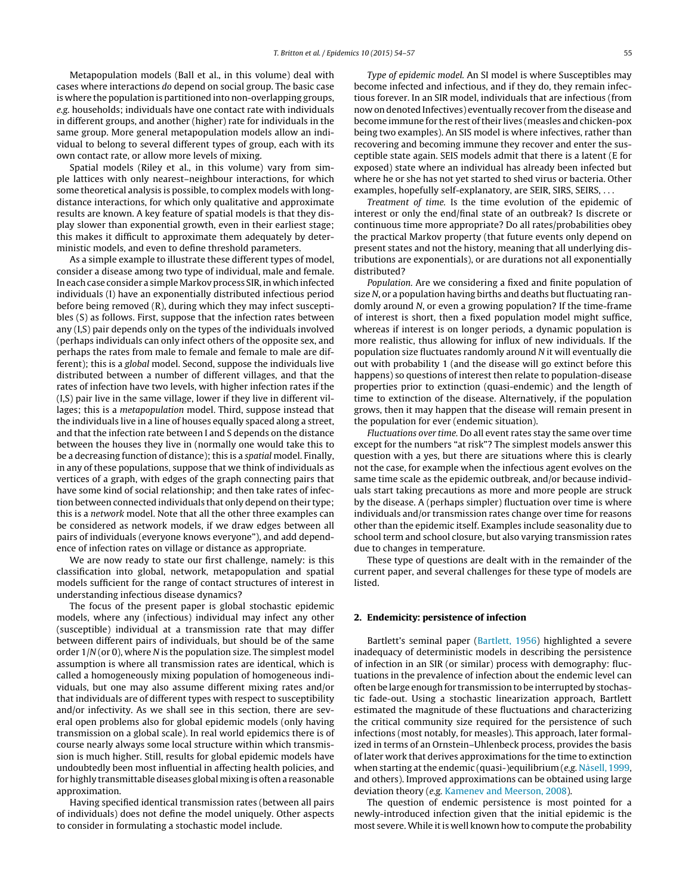Metapopulation models (Ball et al., in this volume) deal with cases where interactions *do* depend on social group. The basic case is where the population is partitioned into non-overlapping groups, *e.g.* households; individuals have one contact rate with individuals in different groups, and another (higher) rate for individuals in the same group. More general metapopulation models allow an individual to belong to several different types of group, each with its own contact rate, or allow more levels of mixing.

Spatial models (Riley et al., in this volume) vary from simple lattices with only nearest–neighbour interactions, for which some theoretical analysis is possible, to complex models with long-distance interactions, for which only qualitative and approximate results are known. A key feature of spatial models is that they display slower than exponential growth, even in their earliest stage; this makes it difficult to approximate them adequately by deterministic models, and even to define threshold parameters.

As a simple example to illustrate these different types of model, consider a disease among two type of individual, male and female. In each case consider a simple Markov process SIR, in which infected individuals (I) have an exponentially distributed infectious period before being removed (R), during which they may infect susceptibles (S) as follows. First, suppose that the infection rates between any (I,S) pair depends only on the types of the individuals involved (perhaps individuals can only infect others of the opposite sex, and perhaps the rates from male to female and female to male are different); this is a *global* model. Second, suppose the individuals live distributed between a number of different villages, and that the rates of infection have two levels, with higher infection rates if the (I,S) pair live in the same village, lower if they live in different villages; this is a *metapopulation* model. Third, suppose instead that the individuals live in a line of houses equally spaced along a street, and that the infection rate between I and S depends on the distance between the houses they live in (normally one would take this to be a decreasing function of distance); this is a *spatial* model. Finally, in any of these populations, suppose that we think of individuals as vertices of a graph, with edges of the graph connecting pairs that have some kind of social relationship; and then take rates of infection between connected individuals that only depend on their type; this is a *network* model. Note that all the other three examples can be considered as network models, if we draw edges between all pairs of individuals (everyone knows everyone"), and add dependence of infection rates on village or distance as appropriate.

We are now ready to state our first challenge, namely: is this classification into global, network, metapopulation and spatial models sufficient for the range of contact structures of interest in understanding infectious disease dynamics?

The focus of the present paper is global stochastic epidemic models, where any (infectious) individual may infect any other (susceptible) individual at a transmission rate that may differ between different pairs of individuals, but should be of the same order $1/N$ (or 0), where $N$ is the population size. The simplest model assumption is where all transmission rates are identical, which is called a homogeneously mixing population of homogeneous individuals, but one may also assume different mixing rates and/or that individuals are of different types with respect to susceptibility and/or infectivity. As we shall see in this section, there are several open problems also for global epidemic models (only having transmission on a global scale). In real world epidemics there is of course nearly always some local structure within which transmission is much higher. Still, results for global epidemic models have undoubtedly been most influential in affecting health policies, and for highly transmittable diseases global mixing is often a reasonable approximation.

Having specified identical transmission rates (between all pairs of individuals) does not define the model uniquely. Other aspects to consider in formulating a stochastic model include.

*Type of epidemic model.* An SI model is where Susceptibles may become infected and infectious, and if they do, they remain infectious forever. In an SIR model, individuals that are infectious (from now on denoted Infectives) eventually recover from the disease and become immune for the rest of their lives (measles and chicken-pox being two examples). An SIS model is where infectives, rather than recovering and becoming immune they recover and enter the susceptible state again. SEIS models admit that there is a latent (E for exposed) state where an individual has already been infected but where he or she has not yet started to shed virus or bacteria. Other examples, hopefully self-explanatory, are SEIR, SIRS, SEIRS, . . .

*Treatment of time.* Is the time evolution of the epidemic of interest or only the end/final state of an outbreak? Is discrete or continuous time more appropriate? Do all rates/probabilities obey the practical Markov property (that future events only depend on present states and not the history, meaning that all underlying distributions are exponentials), or are durations not all exponentially distributed?

*Population.* Are we considering a fixed and finite population of size $N$, or a population having births and deaths but fluctuating randomly around $N$, or even a growing population? If the time-frame of interest is short, then a fixed population model might suffice, whereas if interest is on longer periods, a dynamic population is more realistic, thus allowing for influx of new individuals. If the population size fluctuates randomly around $N$ it will eventually die out with probability 1 (and the disease will go extinct before this happens) so questions of interest then relate to population-disease properties prior to extinction (quasi-endemic) and the length of time to extinction of the disease. Alternatively, if the population grows, then it may happen that the disease will remain present in the population for ever (endemic situation).

*Fluctuations over time.* Do all event rates stay the same over time except for the numbers "at risk"? The simplest models answer this question with a yes, but there are situations where this is clearly not the case, for example when the infectious agent evolves on the same time scale as the epidemic outbreak, and/or because individuals start taking precautions as more and more people are struck by the disease. A (perhaps simpler) fluctuation over time is where individuals and/or transmission rates change over time for reasons other than the epidemic itself. Examples include seasonality due to school term and school closure, but also varying transmission rates due to changes in temperature.

These type of questions are dealt with in the remainder of the current paper, and several challenges for these type of models are listed.

## 2. Endemicity: persistence of infection

Bartlett's seminal paper (Bartlett, 1956) highlighted a severe inadequacy of deterministic models in describing the persistence of infection in an SIR (or similar) process with demography: fluctuations in the prevalence of infection about the endemic level can often be large enough for transmission to be interrupted by stochastic fade-out. Using a stochastic linearization approach, Bartlett estimated the magnitude of these fluctuations and characterizing the critical community size required for the persistence of such infections (most notably, for measles). This approach, later formalized in terms of an Ornstein–Uhlenbeck process, provides the basis of later work that derives approximations for the time to extinction when starting at the endemic (quasi-)equilibrium (*e.g.* Nåsell, 1999, and others). Improved approximations can be obtained using large deviation theory (*e.g.* Kamenev and Meerson, 2008).

The question of endemic persistence is most pointed for a newly-introduced infection given that the initial epidemic is the most severe. While it is well known how to compute the probability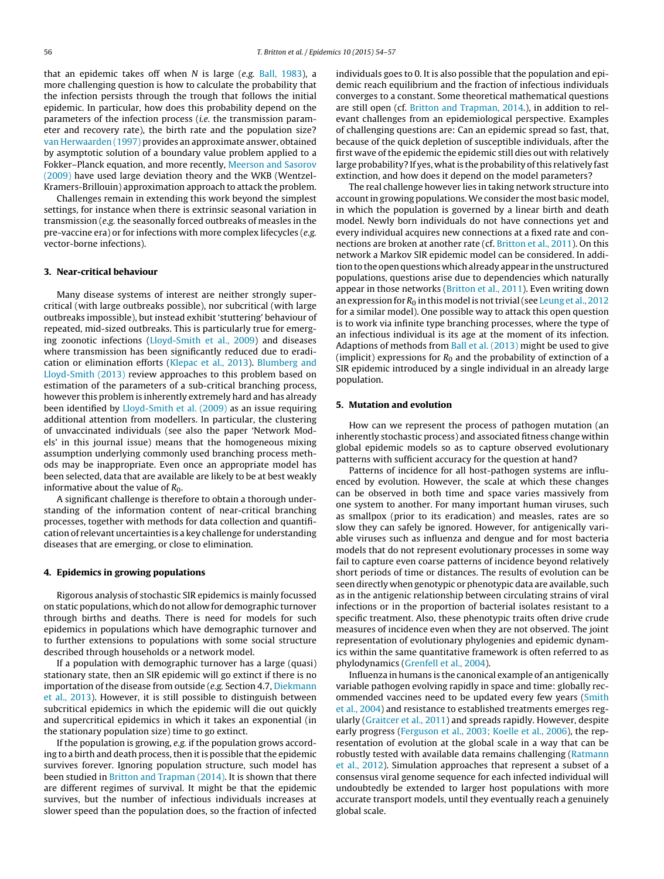that an epidemic takes off when $N$ is large (*e.g.* Ball, 1983), a more challenging question is how to calculate the probability that the infection persists through the trough that follows the initial epidemic. In particular, how does this probability depend on the parameters of the infection process (*i.e.* the transmission parameter and recovery rate), the birth rate and the population size? van Herwaarden (1997) provides an approximate answer, obtained by asymptotic solution of a boundary value problem applied to a Fokker–Planck equation, and more recently, Meerson and Sasorov (2009) have used large deviation theory and the WKB (Wentzel-Kramers-Brillouin) approximation approach to attack the problem.

Challenges remain in extending this work beyond the simplest settings, for instance when there is extrinsic seasonal variation in transmission (*e.g.* the seasonally forced outbreaks of measles in the pre-vaccine era) or for infections with more complex lifecycles (*e.g.* vector-borne infections).

## 3. Near-critical behaviour

Many disease systems of interest are neither strongly supercritical (with large outbreaks possible), nor subcritical (with large outbreaks impossible), but instead exhibit 'stuttering' behaviour of repeated, mid-sized outbreaks. This is particularly true for emerging zoonotic infections (Lloyd-Smith et al., 2009) and diseases where transmission has been significantly reduced due to eradication or elimination efforts (Klepac et al., 2013). Blumberg and Lloyd-Smith (2013) review approaches to this problem based on estimation of the parameters of a sub-critical branching process, however this problem is inherently extremely hard and has already been identified by Lloyd-Smith et al. (2009) as an issue requiring additional attention from modellers. In particular, the clustering of unvaccinated individuals (see also the paper 'Network Models' in this journal issue) means that the homogeneous mixing assumption underlying commonly used branching process methods may be inappropriate. Even once an appropriate model has been selected, data that are available are likely to be at best weakly informative about the value of $R_0$.

A significant challenge is therefore to obtain a thorough understanding of the information content of near-critical branching processes, together with methods for data collection and quantification of relevant uncertainties is a key challenge for understanding diseases that are emerging, or close to elimination.

## 4. Epidemics in growing populations

Rigorous analysis of stochastic SIR epidemics is mainly focussed on static populations, which do not allow for demographic turnover through births and deaths. There is need for models for such epidemics in populations which have demographic turnover and to further extensions to populations with some social structure described through households or a network model.

If a population with demographic turnover has a large (quasi) stationary state, then an SIR epidemic will go extinct if there is no importation of the disease from outside (*e.g.* Section 4.7, Diekmann et al., 2013). However, it is still possible to distinguish between subcritical epidemics in which the epidemic will die out quickly and supercritical epidemics in which it takes an exponential (in the stationary population size) time to go extinct.

If the population is growing, *e.g.* if the population grows according to a birth and death process, then it is possible that the epidemic survives forever. Ignoring population structure, such model has been studied in Britton and Trapman (2014). It is shown that there are different regimes of survival. It might be that the epidemic survives, but the number of infectious individuals increases at slower speed than the population does, so the fraction of infected individuals goes to 0. It is also possible that the population and epidemic reach equilibrium and the fraction of infectious individuals converges to a constant. Some theoretical mathematical questions are still open (cf. Britton and Trapman, 2014.), in addition to relevant challenges from an epidemiological perspective. Examples of challenging questions are: Can an epidemic spread so fast, that, because of the quick depletion of susceptible individuals, after the first wave of the epidemic the epidemic still dies out with relatively large probability? If yes, what is the probability of this relatively fast extinction, and how does it depend on the model parameters?

The real challenge however lies in taking network structure into account in growing populations. We consider the most basic model, in which the population is governed by a linear birth and death model. Newly born individuals do not have connections yet and every individual acquires new connections at a fixed rate and connections are broken at another rate (cf. Britton et al., 2011). On this network a Markov SIR epidemic model can be considered. In addition to the open questions which already appear in the unstructured populations, questions arise due to dependencies which naturally appear in those networks (Britton et al., 2011). Even writing down an expression for $R_0$ in this model is not trivial (see Leung et al., 2012 for a similar model). One possible way to attack this open question is to work via infinite type branching processes, where the type of an infectious individual is its age at the moment of its infection. Adaptions of methods from Ball et al. (2013) might be used to give (implicit) expressions for $R_0$ and the probability of extinction of a SIR epidemic introduced by a single individual in an already large population.

## 5. Mutation and evolution

How can we represent the process of pathogen mutation (an inherently stochastic process) and associated fitness change within global epidemic models so as to capture observed evolutionary patterns with sufficient accuracy for the question at hand?

Patterns of incidence for all host-pathogen systems are influenced by evolution. However, the scale at which these changes can be observed in both time and space varies massively from one system to another. For many important human viruses, such as smallpox (prior to its eradication) and measles, rates are so slow they can safely be ignored. However, for antigenically variable viruses such as influenza and dengue and for most bacteria models that do not represent evolutionary processes in some way fail to capture even coarse patterns of incidence beyond relatively short periods of time or distances. The results of evolution can be seen directly when genotypic or phenotypic data are available, such as in the antigenic relationship between circulating strains of viral infections or in the proportion of bacterial isolates resistant to a specific treatment. Also, these phenotypic traits often drive crude measures of incidence even when they are not observed. The joint representation of evolutionary phylogenies and epidemic dynamics within the same quantitative framework is often referred to as phylodynamics (Grenfell et al., 2004).

Influenza in humans is the canonical example of an antigenically variable pathogen evolving rapidly in space and time: globally recommended vaccines need to be updated every few years (Smith et al., 2004) and resistance to established treatments emerges regularly (Graitcer et al., 2011) and spreads rapidly. However, despite early progress (Ferguson et al., 2003; Koelle et al., 2006), the representation of evolution at the global scale in a way that can be robustly tested with available data remains challenging (Ratmann et al., 2012). Simulation approaches that represent a subset of a consensus viral genome sequence for each infected individual will undoubtedly be extended to larger host populations with more accurate transport models, until they eventually reach a genuinely global scale.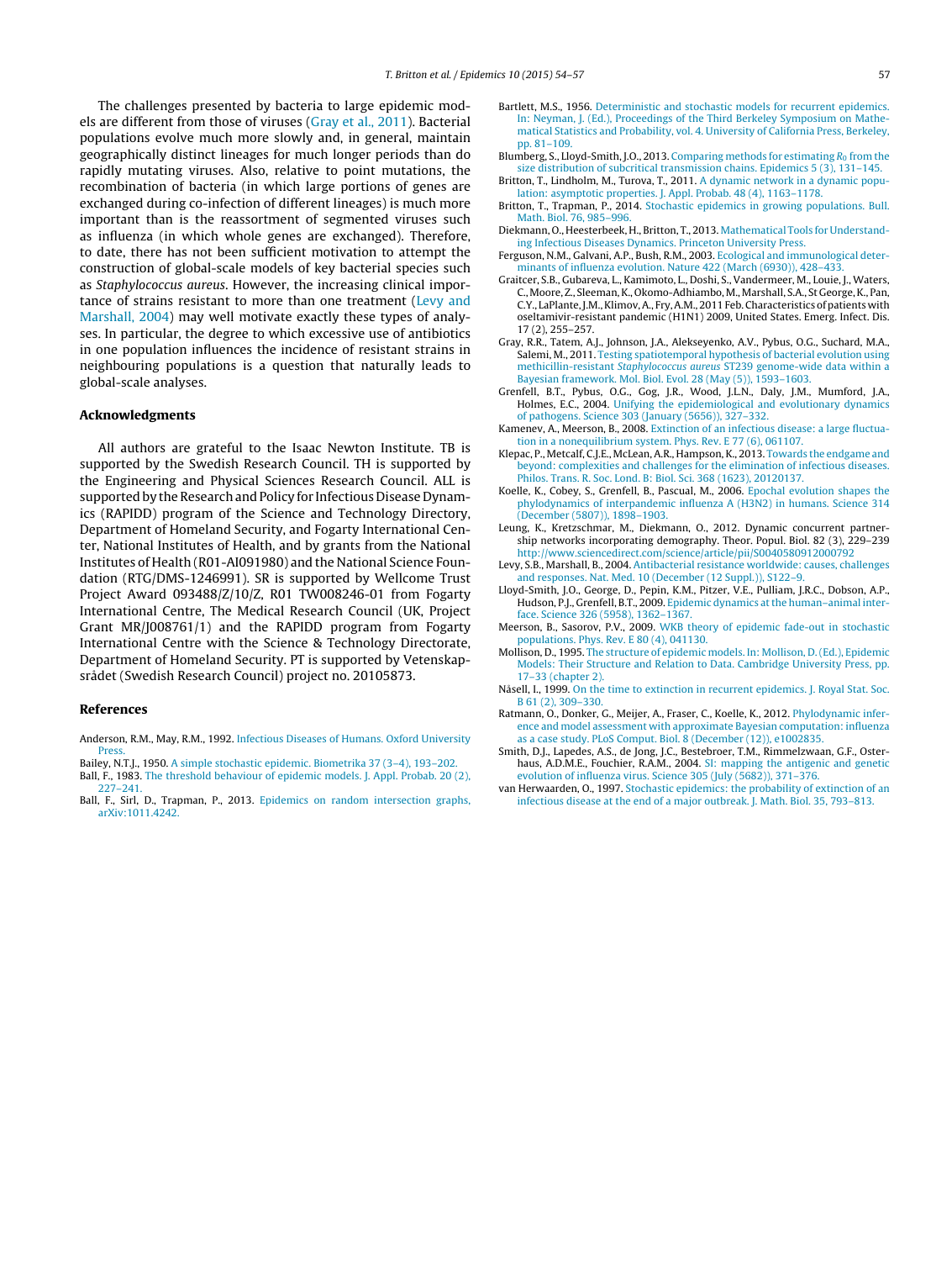The challenges presented by bacteria to large epidemic models are different from those of viruses (Gray et al., 2011). Bacterial populations evolve much more slowly and, in general, maintain geographically distinct lineages for much longer periods than do rapidly mutating viruses. Also, relative to point mutations, the recombination of bacteria (in which large portions of genes are exchanged during co-infection of different lineages) is much more important than is the reassortment of segmented viruses such as influenza (in which whole genes are exchanged). Therefore, to date, there has not been sufficient motivation to attempt the construction of global-scale models of key bacterial species such as *Staphylococcus aureus*. However, the increasing clinical importance of strains resistant to more than one treatment (Levy and Marshall, 2004) may well motivate exactly these types of analyses. In particular, the degree to which excessive use of antibiotics in one population influences the incidence of resistant strains in neighbouring populations is a question that naturally leads to global-scale analyses.

## Acknowledgments

All authors are grateful to the Isaac Newton Institute. TB is supported by the Swedish Research Council. TH is supported by the Engineering and Physical Sciences Research Council. ALL is supported by the Research and Policy for Infectious Disease Dynamics (RAPIDD) program of the Science and Technology Directory, Department of Homeland Security, and Fogarty International Center, National Institutes of Health, and by grants from the National Institutes of Health (R01-AI091980) and the National Science Foundation (RTG/DMS-1246991). SR is supported by Wellcome Trust Project Award 093488/Z/10/Z, R01 TW008246-01 from Fogarty International Centre, The Medical Research Council (UK, Project Grant MR/J008761/1) and the RAPIDD program from Fogarty International Centre with the Science & Technology Directorate, Department of Homeland Security. PT is supported by Vetenskapsrådet (Swedish Research Council) project no. 20105873.

## References

Anderson, R.M., May, R.M., 1992. Infectious Diseases of Humans. Oxford University Press.

Bailey, N.T.J., 1950. A simple stochastic epidemic. Biometrika 37 (3–4), 193–202.

Ball, F., 1983. The threshold behaviour of epidemic models. J. Appl. Probab. 20 (2), 227–241.

Ball, F., Sirl, D., Trapman, P., 2013. Epidemics on random intersection graphs, arXiv:1011.4242.

Bartlett, M.S., 1956. Deterministic and stochastic models for recurrent epidemics. In: Neyman, J. (Ed.), Proceedings of the Third Berkeley Symposium on Mathematical Statistics and Probability, vol. 4. University of California Press, Berkeley, pp. 81–109.

Blumberg, S., Lloyd-Smith, J.O., 2013. Comparing methods for estimating $R_0$ from the size distribution of subcritical transmission chains. Epidemics 5 (3), 131–145.

Britton, T., Lindholm, M., Turova, T., 2011. A dynamic network in a dynamic population: asymptotic properties. J. Appl. Probab. 48 (4), 1163–1178.

Britton, T., Trapman, P., 2014. Stochastic epidemics in growing populations. Bull. Math. Biol. 76, 985–996.

Diekmann, O., Heesterbeek, H., Britton, T., 2013. Mathematical Tools for Understanding Infectious Diseases Dynamics. Princeton University Press.

Ferguson, N.M., Galvani, A.P., Bush, R.M., 2003. Ecological and immunological determinants of influenza evolution. Nature 422 (March (6930)), 428–433.

Graitcer, S.B., Gubareva, L., Kamimoto, L., Doshi, S., Vandermeer, M., Louie, J., Waters, C., Moore, Z., Sleeman, K., Okomo-Adhiambo, M., Marshall, S.A., St George, K., Pan, C.Y., LaPlante, J.M., Klimov, A., Fry, A.M., 2011 Feb. Characteristics of patients with oseltamivir-resistant pandemic (H1N1) 2009, United States. Emerg. Infect. Dis. 17 (2), 255–257.

Gray, R.R., Tatem, A.J., Johnson, J.A., Alekseyenko, A.V., Pybus, O.G., Suchard, M.A., Salemi, M., 2011. Testing spatiotemporal hypothesis of bacterial evolution using methicillin-resistant *Staphylococcus aureus* ST239 genome-wide data within a Bayesian framework. Mol. Biol. Evol. 28 (May (5)), 1593–1603.

Grenfell, B.T., Pybus, O.G., Gog, J.R., Wood, J.L.N., Daly, J.M., Mumford, J.A., Holmes, E.C., 2004. Unifying the epidemiological and evolutionary dynamics of pathogens. Science 303 (January (5656)), 327–332.

Kamenev, A., Meerson, B., 2008. Extinction of an infectious disease: a large fluctuation in a nonequilibrium system. Phys. Rev. E 77 (6), 061107.

Klepac, P., Metcalf, C.J.E., McLean, A.R., Hampson, K., 2013. Towards the endgame and beyond: complexities and challenges for the elimination of infectious diseases. Philos. Trans. R. Soc. Lond. B: Biol. Sci. 368 (1623), 20120137.

Koelle, K., Cobey, S., Grenfell, B., Pascual, M., 2006. Epochal evolution shapes the phylodynamics of interpandemic influenza A (H3N2) in humans. Science 314 (December (5807)), 1898–1903.

Leung, K., Kretzschmar, M., Diekmann, O., 2012. Dynamic concurrent partnership networks incorporating demography. Theor. Popul. Biol. 82 (3), 229–239 http://www.sciencedirect.com/science/article/pii/S0040580912000792

Levy, S.B., Marshall, B., 2004. Antibacterial resistance worldwide: causes, challenges and responses. Nat. Med. 10 (December (12 Suppl.)), S122–9.

Lloyd-Smith, J.O., George, D., Pepin, K.M., Pitzer, V.E., Pulliam, J.R.C., Dobson, A.P., Hudson, P.J., Grenfell, B.T., 2009. Epidemic dynamics at the human–animal interface. Science 326 (5958), 1362–1367.

Meerson, B., Sasorov, P.V., 2009. WKB theory of epidemic fade-out in stochastic populations. Phys. Rev. E 80 (4), 041130.

Mollison, D., 1995. The structure of epidemic models. In: Mollison, D. (Ed.), Epidemic Models: Their Structure and Relation to Data. Cambridge University Press, pp. 17–33 (chapter 2).

Nåsell, I., 1999. On the time to extinction in recurrent epidemics. J. Royal Stat. Soc. B 61 (2), 309–330.

Ratmann, O., Donker, G., Meijer, A., Fraser, C., Koelle, K., 2012. Phylodynamic inference and model assessment with approximate Bayesian computation: influenza as a case study. PLoS Comput. Biol. 8 (December (12)), e1002835.

Smith, D.J., Lapedes, A.S., de Jong, J.C., Bestebroer, T.M., Rimmelzwaan, G.F., Osterhaus, A.D.M.E., Fouchier, R.A.M., 2004. SI: mapping the antigenic and genetic evolution of influenza virus. Science 305 (July (5682)), 371–376.

van Herwaarden, O., 1997. Stochastic epidemics: the probability of extinction of an infectious disease at the end of a major outbreak. J. Math. Biol. 35, 793–813.